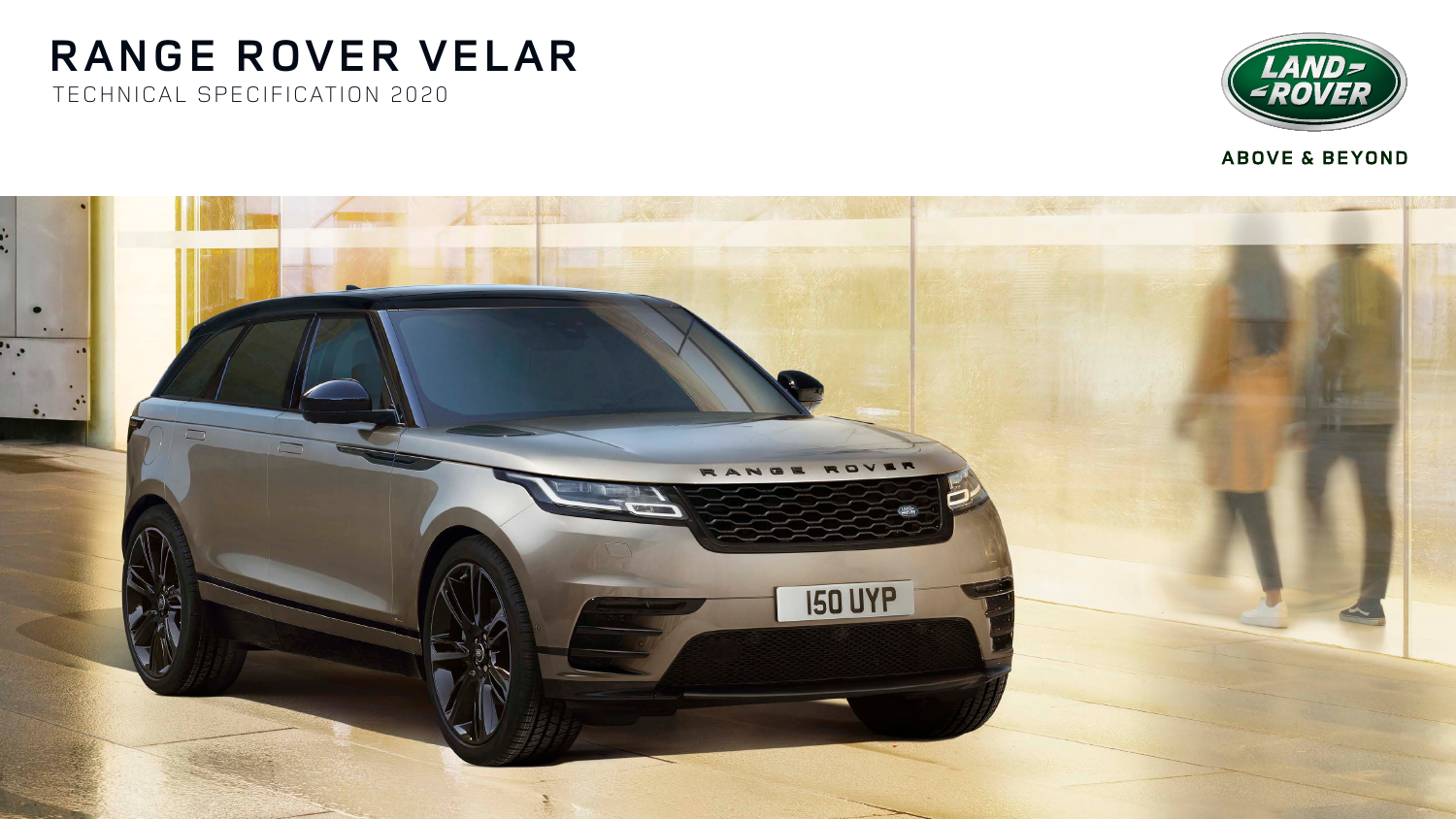# RANGE ROVER VELAR

TECHNICAL SPECIFICATION 2020

ABOVE & BEYOND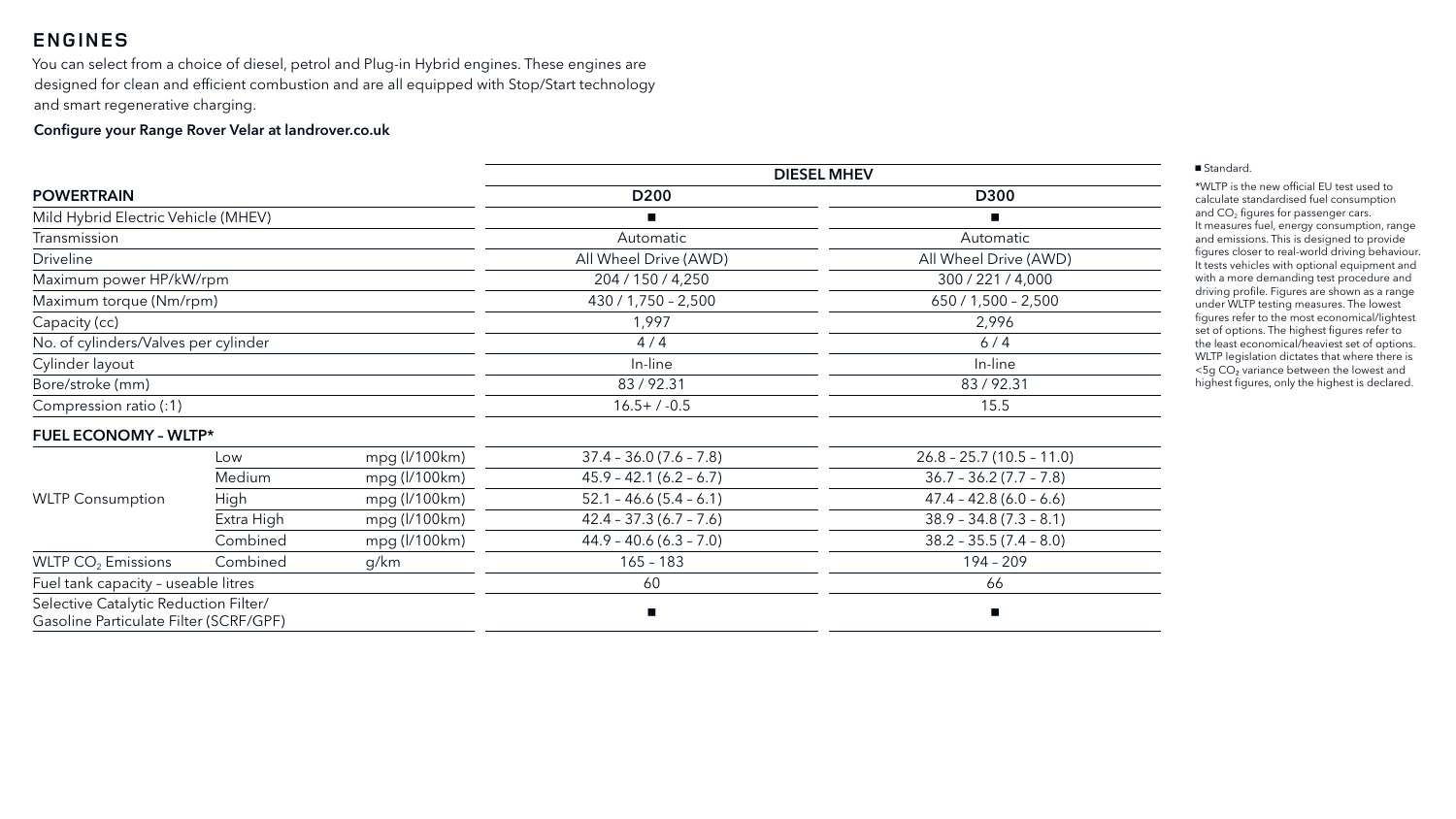## ENGINES

You can select from a choice of diesel, petrol and Plug-in Hybrid engines. These engines are designed for clean and efficient combustion and are all equipped with Stop/Start technology and smart regenerative charging.

**Configure your Range Rover Velar at landrover.co.uk**

| | | | DIESEL MHEV | |
|---|---|---|---|---|
| **POWERTRAIN** | | | **D200** | **D300** |
| Mild Hybrid Electric Vehicle (MHEV) | | | ■ | ■ |
| Transmission | | | Automatic | Automatic |
| Driveline | | | All Wheel Drive (AWD) | All Wheel Drive (AWD) |
| Maximum power HP/kW/rpm | | | 204 / 150 / 4,250 | 300 / 221 / 4,000 |
| Maximum torque (Nm/rpm) | | | 430 / 1,750 – 2,500 | 650 / 1,500 – 2,500 |
| Capacity (cc) | | | 1,997 | 2,996 |
| No. of cylinders/Valves per cylinder | | | 4 / 4 | 6 / 4 |
| Cylinder layout | | | In-line | In-line |
| Bore/stroke (mm) | | | 83 / 92.31 | 83 / 92.31 |
| Compression ratio (:1) | | | 16.5+ / -0.5 | 15.5 |
| **FUEL ECONOMY – WLTP*** | | | | |
| WLTP Consumption | Low | mpg (l/100km) | 37.4 – 36.0 (7.6 – 7.8) | 26.8 – 25.7 (10.5 – 11.0) |
| | Medium | mpg (l/100km) | 45.9 – 42.1 (6.2 – 6.7) | 36.7 – 36.2 (7.7 – 7.8) |
| | High | mpg (l/100km) | 52.1 – 46.6 (5.4 – 6.1) | 47.4 – 42.8 (6.0 – 6.6) |
| | Extra High | mpg (l/100km) | 42.4 – 37.3 (6.7 – 7.6) | 38.9 – 34.8 (7.3 – 8.1) |
| | Combined | mpg (l/100km) | 44.9 – 40.6 (6.3 – 7.0) | 38.2 – 35.5 (7.4 – 8.0) |
| WLTP $CO_2$ Emissions | Combined | g/km | 165 – 183 | 194 – 209 |
| Fuel tank capacity – useable litres | | | 60 | 66 |
| Selective Catalytic Reduction Filter/ Gasoline Particulate Filter (SCRF/GPF) | | | ■ | ■ |

■ Standard.

*WLTP is the new official EU test used to calculate standardised fuel consumption and $CO_2$ figures for passenger cars. It measures fuel, energy consumption, range and emissions. This is designed to provide figures closer to real-world driving behaviour. It tests vehicles with optional equipment and with a more demanding test procedure and driving profile. Figures are shown as a range under WLTP testing measures. The lowest figures refer to the most economical/lightest set of options. The highest figures refer to the least economical/heaviest set of options. WLTP legislation dictates that where there is <5g $CO_2$ variance between the lowest and highest figures, only the highest is declared.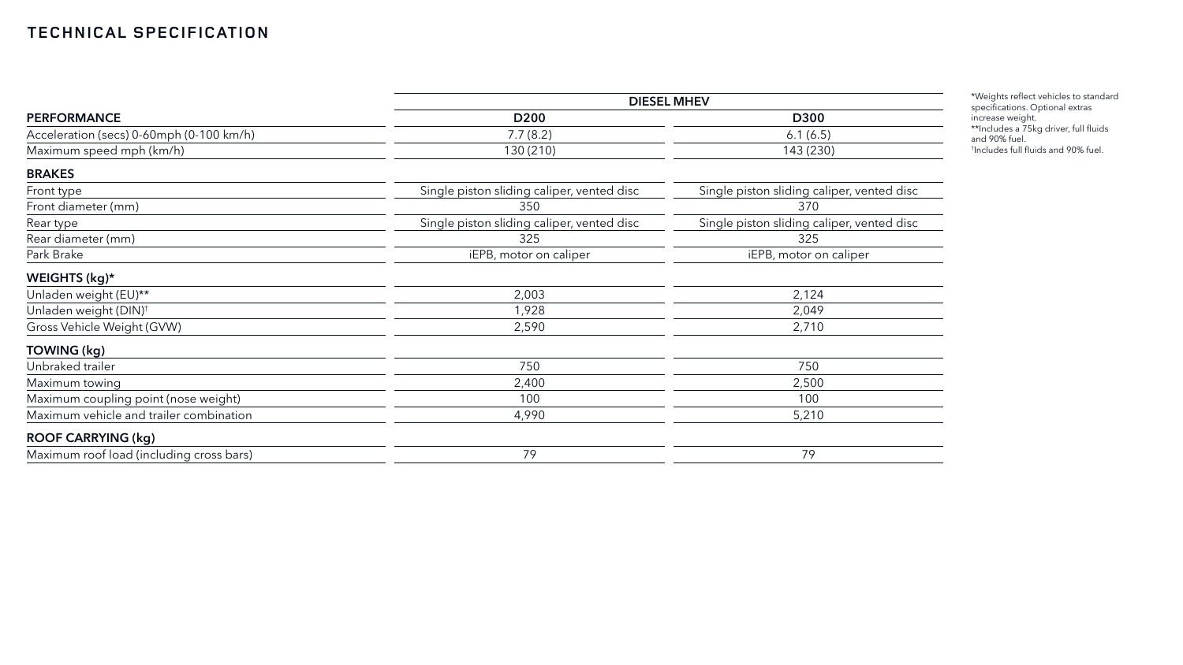## TECHNICAL SPECIFICATION

| | DIESEL MHEV | |
|---|---|---|
| **PERFORMANCE** | **D200** | **D300** |
| Acceleration (secs) 0-60mph (0-100 km/h) | 7.7 (8.2) | 6.1 (6.5) |
| Maximum speed mph (km/h) | 130 (210) | 143 (230) |
| **BRAKES** | | |
| Front type | Single piston sliding caliper, vented disc | Single piston sliding caliper, vented disc |
| Front diameter (mm) | 350 | 370 |
| Rear type | Single piston sliding caliper, vented disc | Single piston sliding caliper, vented disc |
| Rear diameter (mm) | 325 | 325 |
| Park Brake | iEPB, motor on caliper | iEPB, motor on caliper |
| **WEIGHTS (kg)*** | | |
| Unladen weight (EU)** | 2,003 | 2,124 |
| Unladen weight (DIN)† | 1,928 | 2,049 |
| Gross Vehicle Weight (GVW) | 2,590 | 2,710 |
| **TOWING (kg)** | | |
| Unbraked trailer | 750 | 750 |
| Maximum towing | 2,400 | 2,500 |
| Maximum coupling point (nose weight) | 100 | 100 |
| Maximum vehicle and trailer combination | 4,990 | 5,210 |
| **ROOF CARRYING (kg)** | | |
| Maximum roof load (including cross bars) | 79 | 79 |

*Weights reflect vehicles to standard specifications. Optional extras increase weight.
**Includes a 75kg driver, full fluids and 90% fuel.
†Includes full fluids and 90% fuel.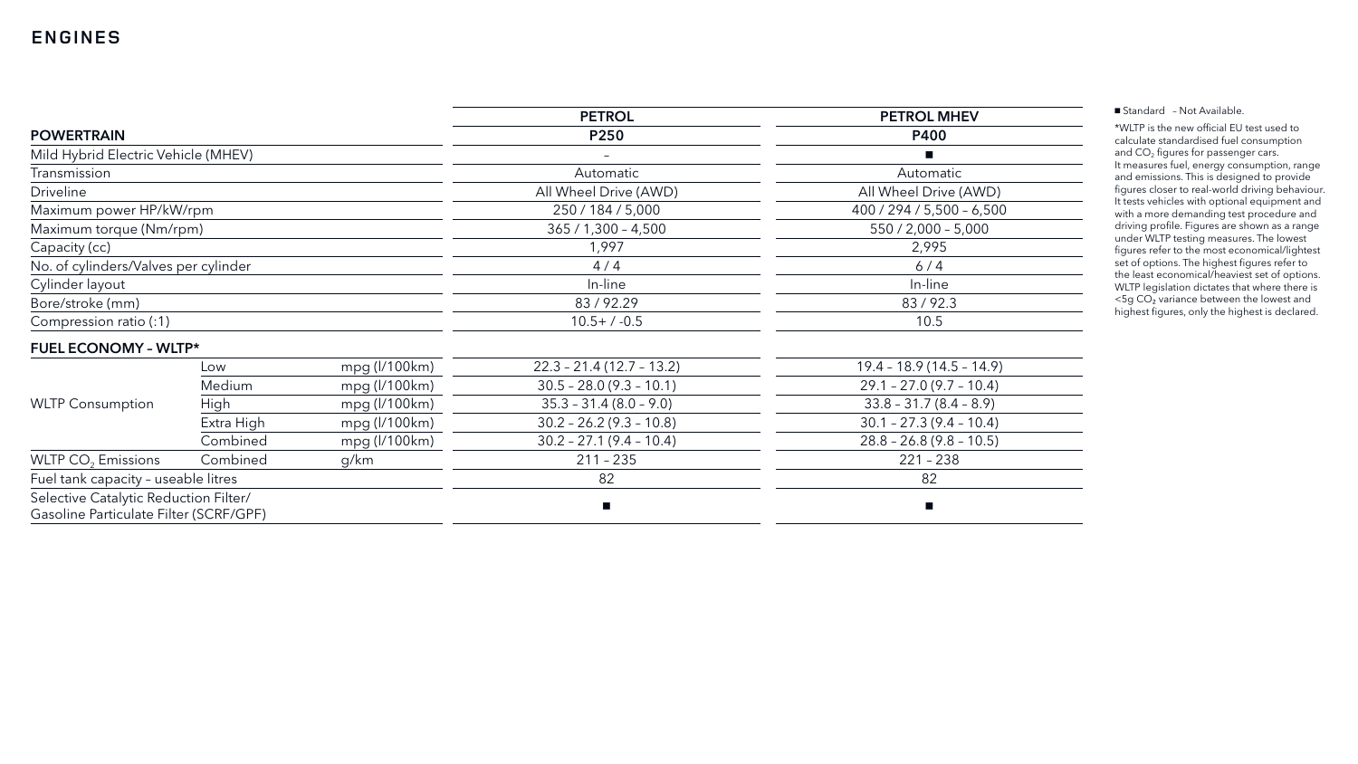# ENGINES

| POWERTRAIN | | | PETROL P250 | PETROL MHEV P400 |
|---|---|---|---|---|
| Mild Hybrid Electric Vehicle (MHEV) | | | – | ■ |
| Transmission | | | Automatic | Automatic |
| Driveline | | | All Wheel Drive (AWD) | All Wheel Drive (AWD) |
| Maximum power HP/kW/rpm | | | 250 / 184 / 5,000 | 400 / 294 / 5,500 – 6,500 |
| Maximum torque (Nm/rpm) | | | 365 / 1,300 – 4,500 | 550 / 2,000 – 5,000 |
| Capacity (cc) | | | 1,997 | 2,995 |
| No. of cylinders/Valves per cylinder | | | 4 / 4 | 6 / 4 |
| Cylinder layout | | | In-line | In-line |
| Bore/stroke (mm) | | | 83 / 92.29 | 83 / 92.3 |
| Compression ratio (:1) | | | 10.5+ / -0.5 | 10.5 |
| **FUEL ECONOMY – WLTP*** | | | | |
| WLTP Consumption | Low | mpg (l/100km) | 22.3 – 21.4 (12.7 – 13.2) | 19.4 – 18.9 (14.5 – 14.9) |
| | Medium | mpg (l/100km) | 30.5 – 28.0 (9.3 – 10.1) | 29.1 – 27.0 (9.7 – 10.4) |
| | High | mpg (l/100km) | 35.3 – 31.4 (8.0 – 9.0) | 33.8 – 31.7 (8.4 – 8.9) |
| | Extra High | mpg (l/100km) | 30.2 – 26.2 (9.3 – 10.8) | 30.1 – 27.3 (9.4 – 10.4) |
| | Combined | mpg (l/100km) | 30.2 – 27.1 (9.4 – 10.4) | 28.8 – 26.8 (9.8 – 10.5) |
| WLTP $CO_2$ Emissions | Combined | g/km | 211 – 235 | 221 – 238 |
| Fuel tank capacity – useable litres | | | 82 | 82 |
| Selective Catalytic Reduction Filter/ Gasoline Particulate Filter (SCRF/GPF) | | | ■ | ■ |

■ Standard – Not Available.

*WLTP is the new official EU test used to calculate standardised fuel consumption and $CO_2$ figures for passenger cars. It measures fuel, energy consumption, range and emissions. This is designed to provide figures closer to real-world driving behaviour. It tests vehicles with optional equipment and with a more demanding test procedure and driving profile. Figures are shown as a range under WLTP testing measures. The lowest figures refer to the most economical/lightest set of options. The highest figures refer to the least economical/heaviest set of options. WLTP legislation dictates that where there is <5g $CO_2$ variance between the lowest and highest figures, only the highest is declared.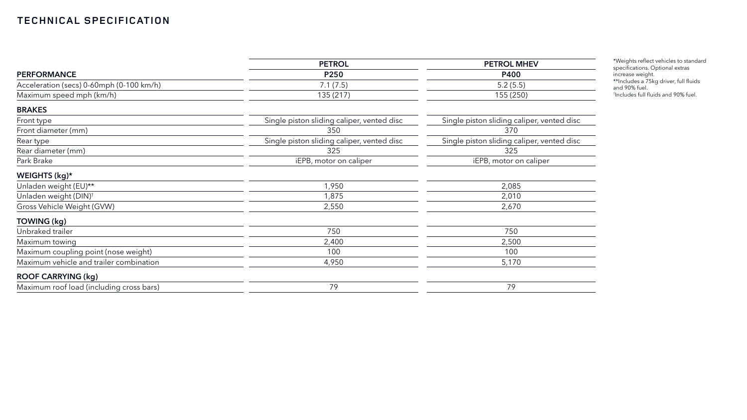# TECHNICAL SPECIFICATION

| | PETROL | PETROL MHEV |
|---|---|---|
| **PERFORMANCE** | **P250** | **P400** |
| Acceleration (secs) 0-60mph (0-100 km/h) | 7.1 (7.5) | 5.2 (5.5) |
| Maximum speed mph (km/h) | 135 (217) | 155 (250) |
| **BRAKES** | | |
| Front type | Single piston sliding caliper, vented disc | Single piston sliding caliper, vented disc |
| Front diameter (mm) | 350 | 370 |
| Rear type | Single piston sliding caliper, vented disc | Single piston sliding caliper, vented disc |
| Rear diameter (mm) | 325 | 325 |
| Park Brake | iEPB, motor on caliper | iEPB, motor on caliper |
| **WEIGHTS (kg)*** | | |
| Unladen weight (EU)** | 1,950 | 2,085 |
| Unladen weight (DIN)† | 1,875 | 2,010 |
| Gross Vehicle Weight (GVW) | 2,550 | 2,670 |
| **TOWING (kg)** | | |
| Unbraked trailer | 750 | 750 |
| Maximum towing | 2,400 | 2,500 |
| Maximum coupling point (nose weight) | 100 | 100 |
| Maximum vehicle and trailer combination | 4,950 | 5,170 |
| **ROOF CARRYING (kg)** | | |
| Maximum roof load (including cross bars) | 79 | 79 |

*Weights reflect vehicles to standard specifications. Optional extras increase weight.
**Includes a 75kg driver, full fluids and 90% fuel.
†Includes full fluids and 90% fuel.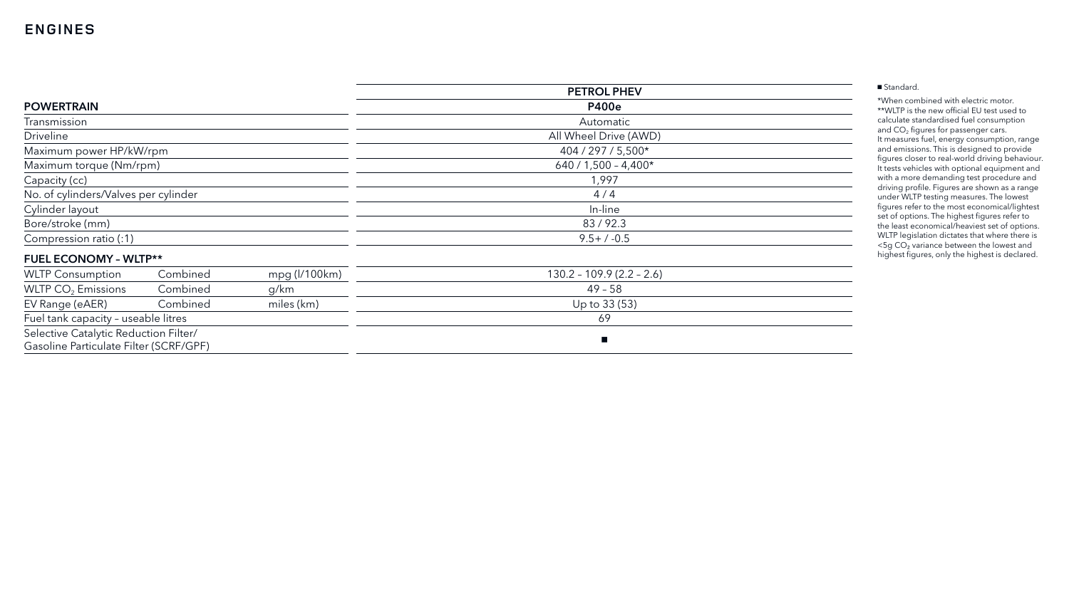# ENGINES

| | | | PETROL PHEV |
|---|---|---|---|
| **POWERTRAIN** | | | **P400e** |
| Transmission | | | Automatic |
| Driveline | | | All Wheel Drive (AWD) |
| Maximum power HP/kW/rpm | | | 404 / 297 / 5,500* |
| Maximum torque (Nm/rpm) | | | 640 / 1,500 – 4,400* |
| Capacity (cc) | | | 1,997 |
| No. of cylinders/Valves per cylinder | | | 4 / 4 |
| Cylinder layout | | | In-line |
| Bore/stroke (mm) | | | 83 / 92.3 |
| Compression ratio (:1) | | | 9.5+ / -0.5 |
| **FUEL ECONOMY – WLTP**** | | | |
| WLTP Consumption | Combined | mpg (l/100km) | 130.2 – 109.9 (2.2 – 2.6) |
| WLTP $CO_2$ Emissions | Combined | g/km | 49 – 58 |
| EV Range (eAER) | Combined | miles (km) | Up to 33 (53) |
| Fuel tank capacity – useable litres | | | 69 |
| Selective Catalytic Reduction Filter/ Gasoline Particulate Filter (SCRF/GPF) | | | ■ |

■ Standard.

*When combined with electric motor.
**WLTP is the new official EU test used to calculate standardised fuel consumption and $CO_2$ figures for passenger cars. It measures fuel, energy consumption, range and emissions. This is designed to provide figures closer to real-world driving behaviour. It tests vehicles with optional equipment and with a more demanding test procedure and driving profile. Figures are shown as a range under WLTP testing measures. The lowest figures refer to the most economical/lightest set of options. The highest figures refer to the least economical/heaviest set of options. WLTP legislation dictates that where there is <5g $CO_2$ variance between the lowest and highest figures, only the highest is declared.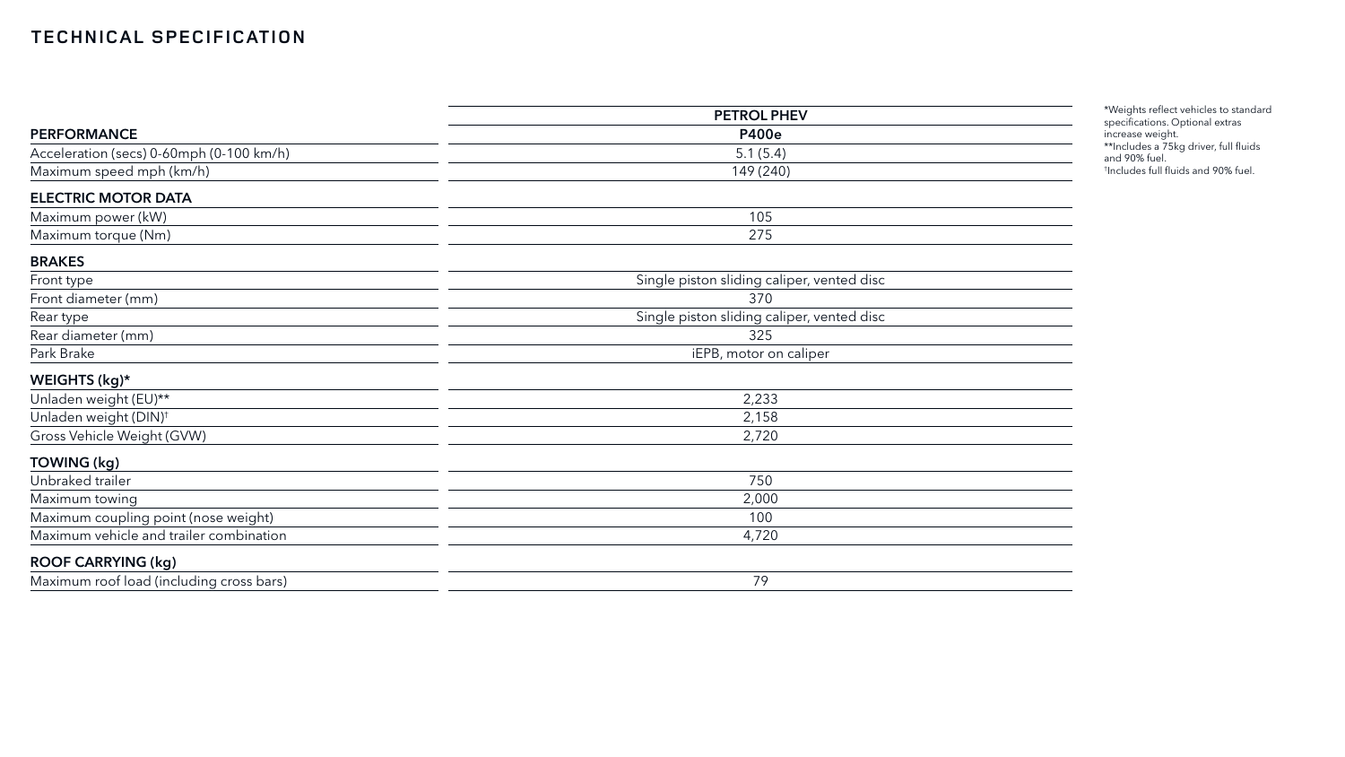# TECHNICAL SPECIFICATION

| | PETROL PHEV |
|---|---|
| **PERFORMANCE** | **P400e** |
| Acceleration (secs) 0-60mph (0-100 km/h) | 5.1 (5.4) |
| Maximum speed mph (km/h) | 149 (240) |
| **ELECTRIC MOTOR DATA** | |
| Maximum power (kW) | 105 |
| Maximum torque (Nm) | 275 |
| **BRAKES** | |
| Front type | Single piston sliding caliper, vented disc |
| Front diameter (mm) | 370 |
| Rear type | Single piston sliding caliper, vented disc |
| Rear diameter (mm) | 325 |
| Park Brake | iEPB, motor on caliper |
| **WEIGHTS (kg)*** | |
| Unladen weight (EU)** | 2,233 |
| Unladen weight (DIN)† | 2,158 |
| Gross Vehicle Weight (GVW) | 2,720 |
| **TOWING (kg)** | |
| Unbraked trailer | 750 |
| Maximum towing | 2,000 |
| Maximum coupling point (nose weight) | 100 |
| Maximum vehicle and trailer combination | 4,720 |
| **ROOF CARRYING (kg)** | |
| Maximum roof load (including cross bars) | 79 |

*Weights reflect vehicles to standard specifications. Optional extras increase weight.
**Includes a 75kg driver, full fluids and 90% fuel.
†Includes full fluids and 90% fuel.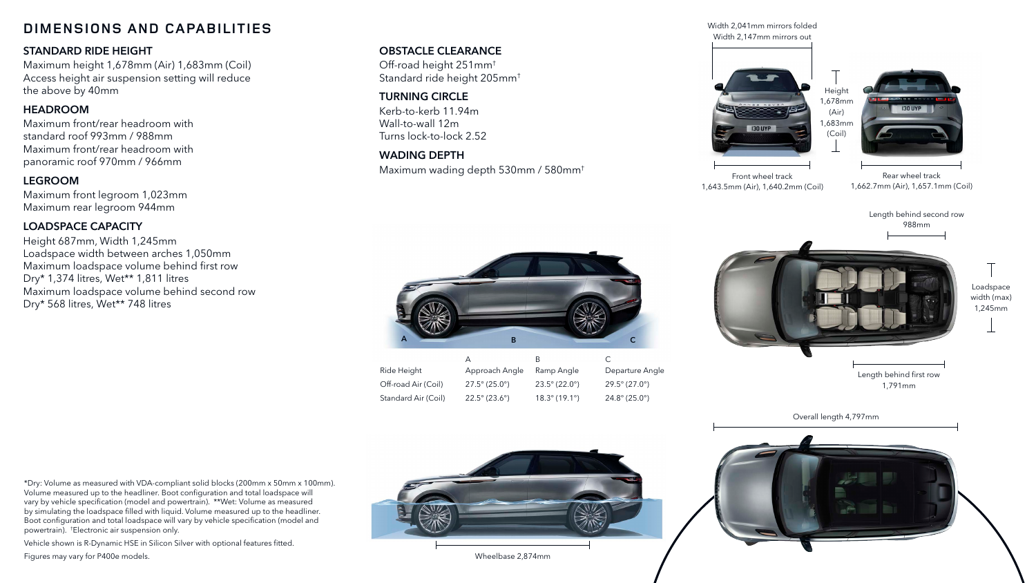# DIMENSIONS AND CAPABILITIES

## STANDARD RIDE HEIGHT

Maximum height 1,678mm (Air) 1,683mm (Coil)
Access height air suspension setting will reduce the above by 40mm

## HEADROOM

Maximum front/rear headroom with standard roof 993mm / 988mm
Maximum front/rear headroom with panoramic roof 970mm / 966mm

## LEGROOM

Maximum front legroom 1,023mm
Maximum rear legroom 944mm

## LOADSPACE CAPACITY

Height 687mm, Width 1,245mm
Loadspace width between arches 1,050mm
Maximum loadspace volume behind first row
Dry* 1,374 litres, Wet** 1,811 litres
Maximum loadspace volume behind second row
Dry* 568 litres, Wet** 748 litres

## OBSTACLE CLEARANCE

Off-road height 251mm†
Standard ride height 205mm†

## TURNING CIRCLE

Kerb-to-kerb 11.94m
Wall-to-wall 12m
Turns lock-to-lock 2.52

## WADING DEPTH

Maximum wading depth 530mm / 580mm†

| Ride Height | A Approach Angle | B Ramp Angle | C Departure Angle |
|---|---|---|---|
| Off-road Air (Coil) | 27.5° (25.0°) | 23.5° (22.0°) | 29.5° (27.0°) |
| Standard Air (Coil) | 22.5° (23.6°) | 18.3° (19.1°) | 24.8° (25.0°) |

Wheelbase 2,874mm

Width 2,041mm mirrors folded
Width 2,147mm mirrors out

Height 1,678mm (Air) 1,683mm (Coil)

Front wheel track 1,643.5mm (Air), 1,640.2mm (Coil)

Rear wheel track 1,662.7mm (Air), 1,657.1mm (Coil)

Length behind second row 988mm

Loadspace width (max) 1,245mm

Length behind first row 1,791mm

Overall length 4,797mm

*Dry: Volume as measured with VDA-compliant solid blocks (200mm x 50mm x 100mm). Volume measured up to the headliner. Boot configuration and total loadspace will vary by vehicle specification (model and powertrain). **Wet: Volume as measured by simulating the loadspace filled with liquid. Volume measured up to the headliner. Boot configuration and total loadspace will vary by vehicle specification (model and powertrain). †Electronic air suspension only.

Vehicle shown is R-Dynamic HSE in Silicon Silver with optional features fitted.

Figures may vary for P400e models.